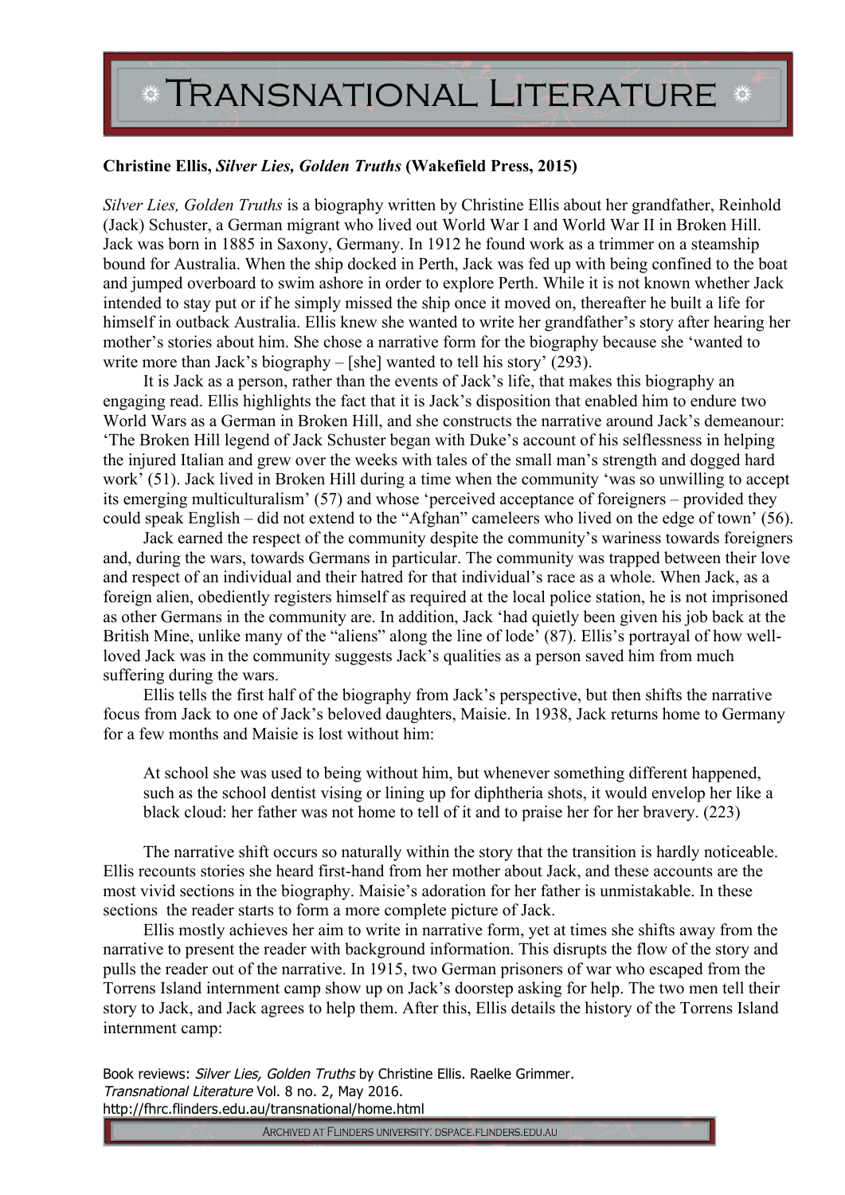**Christine Ellis, *Silver Lies, Golden Truths* (Wakefield Press, 2015)**

*Silver Lies, Golden Truths* is a biography written by Christine Ellis about her grandfather, Reinhold (Jack) Schuster, a German migrant who lived out World War I and World War II in Broken Hill. Jack was born in 1885 in Saxony, Germany. In 1912 he found work as a trimmer on a steamship bound for Australia. When the ship docked in Perth, Jack was fed up with being confined to the boat and jumped overboard to swim ashore in order to explore Perth. While it is not known whether Jack intended to stay put or if he simply missed the ship once it moved on, thereafter he built a life for himself in outback Australia. Ellis knew she wanted to write her grandfather's story after hearing her mother's stories about him. She chose a narrative form for the biography because she 'wanted to write more than Jack's biography – [she] wanted to tell his story' (293).

It is Jack as a person, rather than the events of Jack's life, that makes this biography an engaging read. Ellis highlights the fact that it is Jack's disposition that enabled him to endure two World Wars as a German in Broken Hill, and she constructs the narrative around Jack's demeanour: 'The Broken Hill legend of Jack Schuster began with Duke's account of his selflessness in helping the injured Italian and grew over the weeks with tales of the small man's strength and dogged hard work' (51). Jack lived in Broken Hill during a time when the community 'was so unwilling to accept its emerging multiculturalism' (57) and whose 'perceived acceptance of foreigners – provided they could speak English – did not extend to the "Afghan" cameleers who lived on the edge of town' (56).

Jack earned the respect of the community despite the community's wariness towards foreigners and, during the wars, towards Germans in particular. The community was trapped between their love and respect of an individual and their hatred for that individual's race as a whole. When Jack, as a foreign alien, obediently registers himself as required at the local police station, he is not imprisoned as other Germans in the community are. In addition, Jack 'had quietly been given his job back at the British Mine, unlike many of the "aliens" along the line of lode' (87). Ellis's portrayal of how well-loved Jack was in the community suggests Jack's qualities as a person saved him from much suffering during the wars.

Ellis tells the first half of the biography from Jack's perspective, but then shifts the narrative focus from Jack to one of Jack's beloved daughters, Maisie. In 1938, Jack returns home to Germany for a few months and Maisie is lost without him:

> At school she was used to being without him, but whenever something different happened, such as the school dentist vising or lining up for diphtheria shots, it would envelop her like a black cloud: her father was not home to tell of it and to praise her for her bravery. (223)

The narrative shift occurs so naturally within the story that the transition is hardly noticeable. Ellis recounts stories she heard first-hand from her mother about Jack, and these accounts are the most vivid sections in the biography. Maisie's adoration for her father is unmistakable. In these sections the reader starts to form a more complete picture of Jack.

Ellis mostly achieves her aim to write in narrative form, yet at times she shifts away from the narrative to present the reader with background information. This disrupts the flow of the story and pulls the reader out of the narrative. In 1915, two German prisoners of war who escaped from the Torrens Island internment camp show up on Jack's doorstep asking for help. The two men tell their story to Jack, and Jack agrees to help them. After this, Ellis details the history of the Torrens Island internment camp: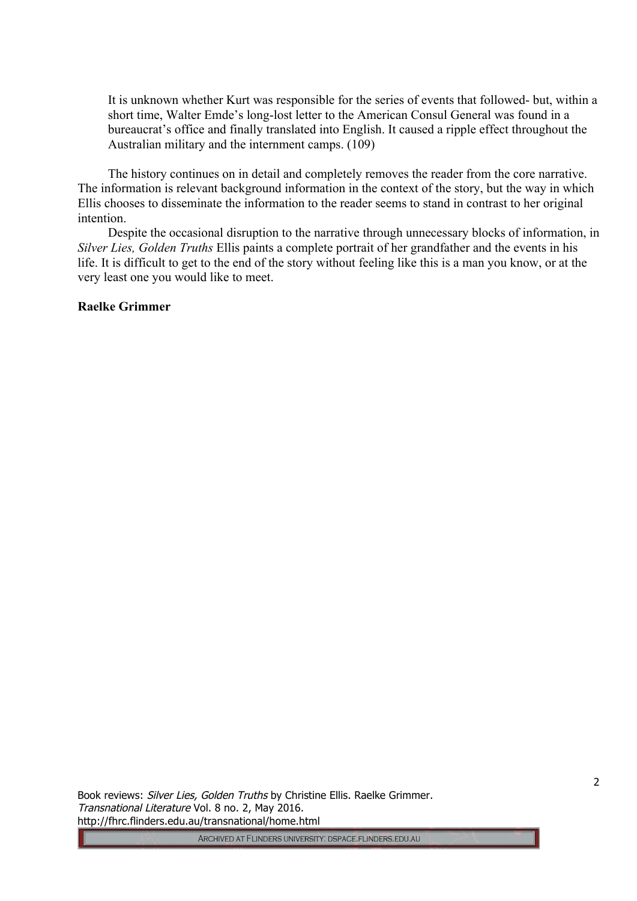> It is unknown whether Kurt was responsible for the series of events that followed- but, within a short time, Walter Emde's long-lost letter to the American Consul General was found in a bureaucrat's office and finally translated into English. It caused a ripple effect throughout the Australian military and the internment camps. (109)

The history continues on in detail and completely removes the reader from the core narrative. The information is relevant background information in the context of the story, but the way in which Ellis chooses to disseminate the information to the reader seems to stand in contrast to her original intention.

Despite the occasional disruption to the narrative through unnecessary blocks of information, in *Silver Lies, Golden Truths* Ellis paints a complete portrait of her grandfather and the events in his life. It is difficult to get to the end of the story without feeling like this is a man you know, or at the very least one you would like to meet.

**Raelke Grimmer**